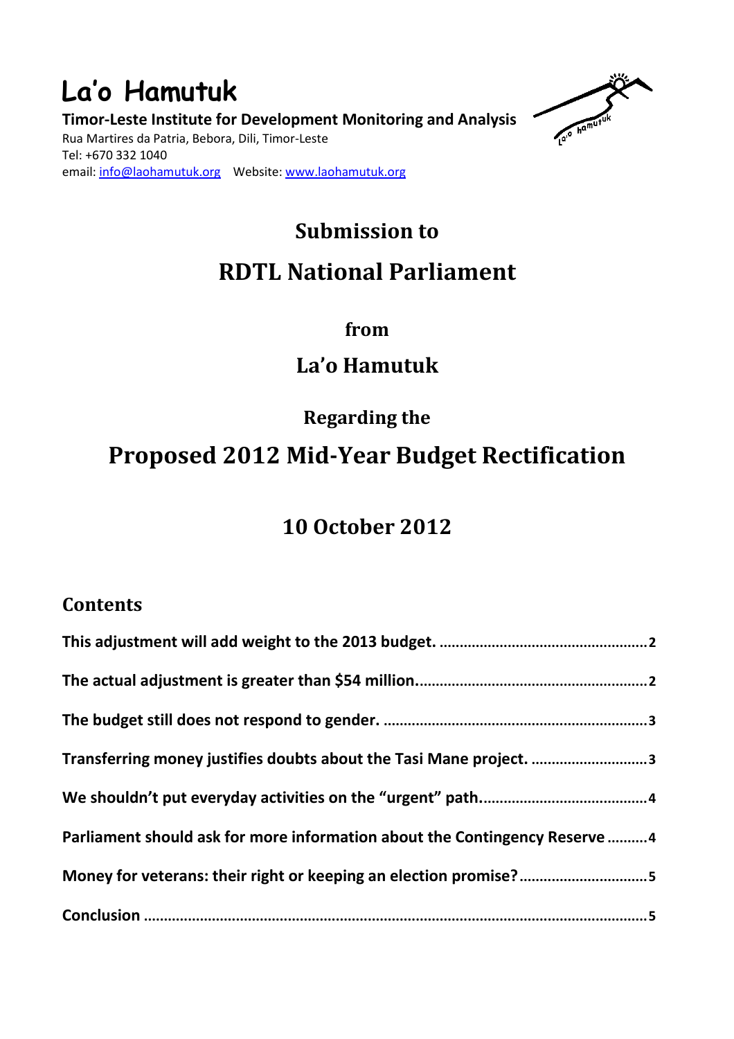# La'o Hamutuk

**Timor-Leste Institute for Development Monitoring and Analysis**
Rua Martires da Patria, Bebora, Dili, Timor-Leste
Tel: +670 332 1040
email: info@laohamutuk.org Website: www.laohamutuk.org

## Submission to

# RDTL National Parliament

### from

## La'o Hamutuk

### Regarding the

# Proposed 2012 Mid-Year Budget Rectification

## 10 October 2012

## Contents

**This adjustment will add weight to the 2013 budget. .................................................. 2**

**The actual adjustment is greater than $54 million........................................................ 2**

**The budget still does not respond to gender. ................................................................ 3**

**Transferring money justifies doubts about the Tasi Mane project. ............................ 3**

**We shouldn't put everyday activities on the "urgent" path........................................ 4**

**Parliament should ask for more information about the Contingency Reserve .......... 4**

**Money for veterans: their right or keeping an election promise?............................... 5**

**Conclusion ........................................................................................................................... 5**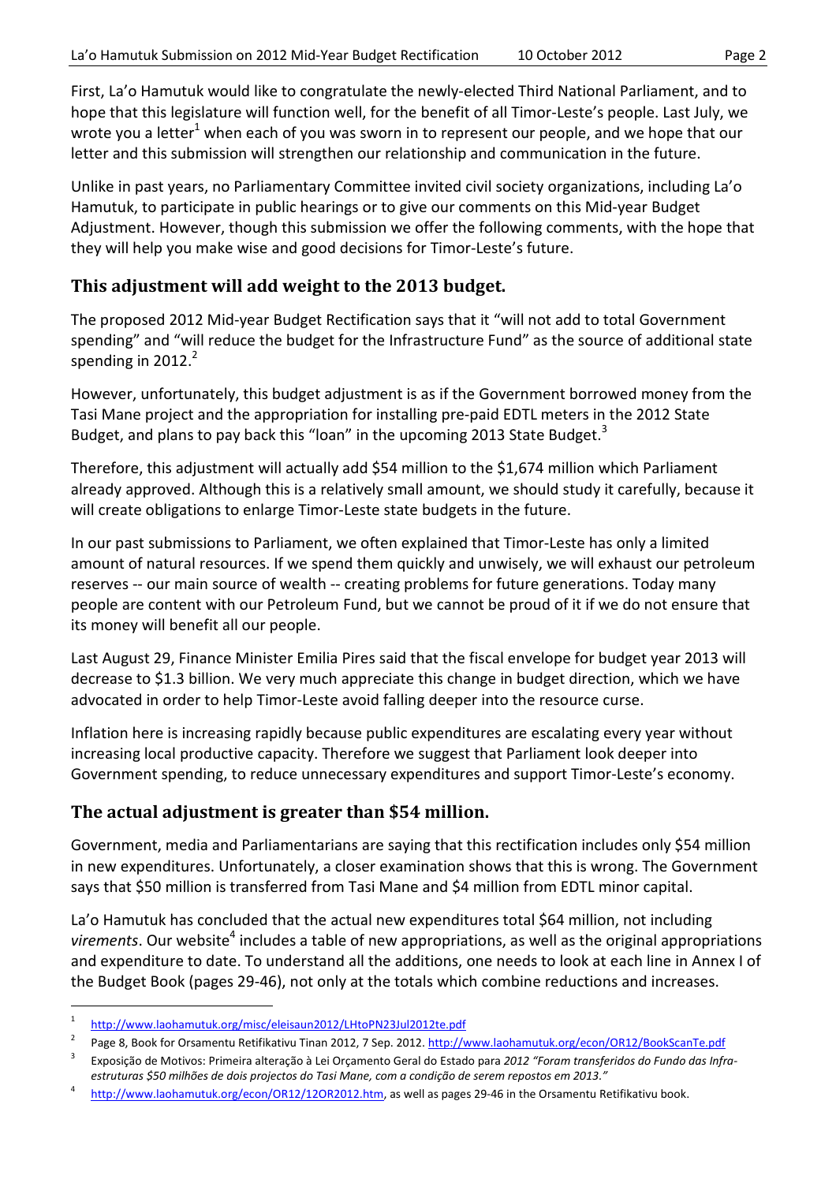First, La'o Hamutuk would like to congratulate the newly-elected Third National Parliament, and to hope that this legislature will function well, for the benefit of all Timor-Leste's people. Last July, we wrote you a letter[1] when each of you was sworn in to represent our people, and we hope that our letter and this submission will strengthen our relationship and communication in the future.

Unlike in past years, no Parliamentary Committee invited civil society organizations, including La'o Hamutuk, to participate in public hearings or to give our comments on this Mid-year Budget Adjustment. However, though this submission we offer the following comments, with the hope that they will help you make wise and good decisions for Timor-Leste's future.

## This adjustment will add weight to the 2013 budget.

The proposed 2012 Mid-year Budget Rectification says that it "will not add to total Government spending" and "will reduce the budget for the Infrastructure Fund" as the source of additional state spending in 2012.[2]

However, unfortunately, this budget adjustment is as if the Government borrowed money from the Tasi Mane project and the appropriation for installing pre-paid EDTL meters in the 2012 State Budget, and plans to pay back this "loan" in the upcoming 2013 State Budget.[3]

Therefore, this adjustment will actually add $54 million to the $1,674 million which Parliament already approved. Although this is a relatively small amount, we should study it carefully, because it will create obligations to enlarge Timor-Leste state budgets in the future.

In our past submissions to Parliament, we often explained that Timor-Leste has only a limited amount of natural resources. If we spend them quickly and unwisely, we will exhaust our petroleum reserves -- our main source of wealth -- creating problems for future generations. Today many people are content with our Petroleum Fund, but we cannot be proud of it if we do not ensure that its money will benefit all our people.

Last August 29, Finance Minister Emilia Pires said that the fiscal envelope for budget year 2013 will decrease to $1.3 billion. We very much appreciate this change in budget direction, which we have advocated in order to help Timor-Leste avoid falling deeper into the resource curse.

Inflation here is increasing rapidly because public expenditures are escalating every year without increasing local productive capacity. Therefore we suggest that Parliament look deeper into Government spending, to reduce unnecessary expenditures and support Timor-Leste's economy.

## The actual adjustment is greater than $54 million.

Government, media and Parliamentarians are saying that this rectification includes only $54 million in new expenditures. Unfortunately, a closer examination shows that this is wrong. The Government says that $50 million is transferred from Tasi Mane and $4 million from EDTL minor capital.

La'o Hamutuk has concluded that the actual new expenditures total $64 million, not including *virements*. Our website[4] includes a table of new appropriations, as well as the original appropriations and expenditure to date. To understand all the additions, one needs to look at each line in Annex I of the Budget Book (pages 29-46), not only at the totals which combine reductions and increases.

---

[1] http://www.laohamutuk.org/misc/eleisaun2012/LHtoPN23Jul2012te.pdf

[2] Page 8, Book for Orsamentu Retifikativu Tinan 2012, 7 Sep. 2012. http://www.laohamutuk.org/econ/OR12/BookScanTe.pdf

[3] Exposição de Motivos: Primeira alteração à Lei Orçamento Geral do Estado para *2012 "Foram transferidos do Fundo das Infra-estruturas $50 milhões de dois projectos do Tasi Mane, com a condição de serem repostos em 2013."*

[4] http://www.laohamutuk.org/econ/OR12/12OR2012.htm, as well as pages 29-46 in the Orsamentu Retifikativu book.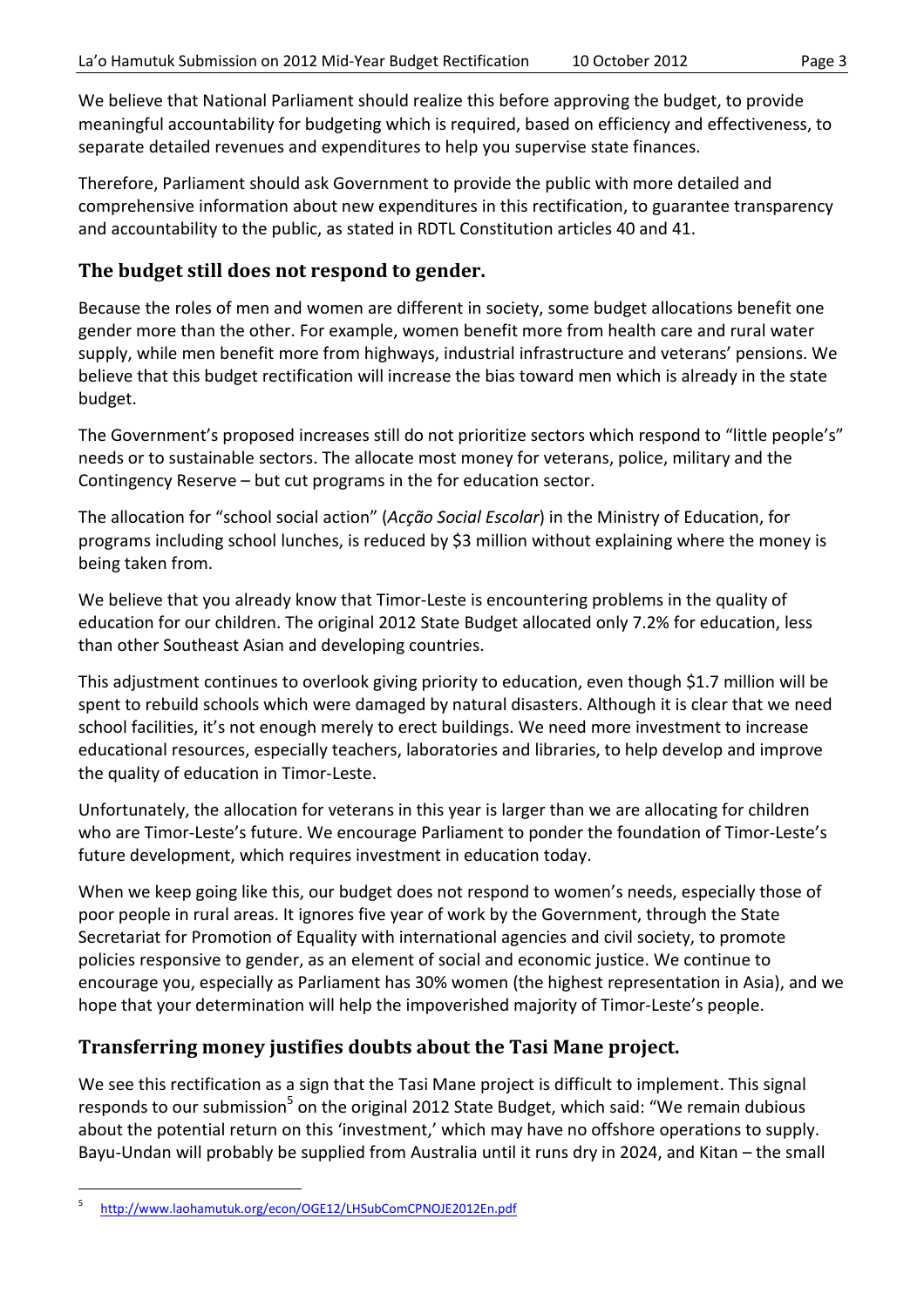We believe that National Parliament should realize this before approving the budget, to provide meaningful accountability for budgeting which is required, based on efficiency and effectiveness, to separate detailed revenues and expenditures to help you supervise state finances.

Therefore, Parliament should ask Government to provide the public with more detailed and comprehensive information about new expenditures in this rectification, to guarantee transparency and accountability to the public, as stated in RDTL Constitution articles 40 and 41.

## The budget still does not respond to gender.

Because the roles of men and women are different in society, some budget allocations benefit one gender more than the other. For example, women benefit more from health care and rural water supply, while men benefit more from highways, industrial infrastructure and veterans' pensions. We believe that this budget rectification will increase the bias toward men which is already in the state budget.

The Government's proposed increases still do not prioritize sectors which respond to "little people's" needs or to sustainable sectors. The allocate most money for veterans, police, military and the Contingency Reserve – but cut programs in the for education sector.

The allocation for "school social action" (*Acção Social Escolar*) in the Ministry of Education, for programs including school lunches, is reduced by $3 million without explaining where the money is being taken from.

We believe that you already know that Timor-Leste is encountering problems in the quality of education for our children. The original 2012 State Budget allocated only 7.2% for education, less than other Southeast Asian and developing countries.

This adjustment continues to overlook giving priority to education, even though $1.7 million will be spent to rebuild schools which were damaged by natural disasters. Although it is clear that we need school facilities, it's not enough merely to erect buildings. We need more investment to increase educational resources, especially teachers, laboratories and libraries, to help develop and improve the quality of education in Timor-Leste.

Unfortunately, the allocation for veterans in this year is larger than we are allocating for children who are Timor-Leste's future. We encourage Parliament to ponder the foundation of Timor-Leste's future development, which requires investment in education today.

When we keep going like this, our budget does not respond to women's needs, especially those of poor people in rural areas. It ignores five year of work by the Government, through the State Secretariat for Promotion of Equality with international agencies and civil society, to promote policies responsive to gender, as an element of social and economic justice. We continue to encourage you, especially as Parliament has 30% women (the highest representation in Asia), and we hope that your determination will help the impoverished majority of Timor-Leste's people.

## Transferring money justifies doubts about the Tasi Mane project.

We see this rectification as a sign that the Tasi Mane project is difficult to implement. This signal responds to our submission[5] on the original 2012 State Budget, which said: "We remain dubious about the potential return on this 'investment,' which may have no offshore operations to supply. Bayu-Undan will probably be supplied from Australia until it runs dry in 2024, and Kitan – the small

---

[5] http://www.laohamutuk.org/econ/OGE12/LHSubComCPNOJE2012En.pdf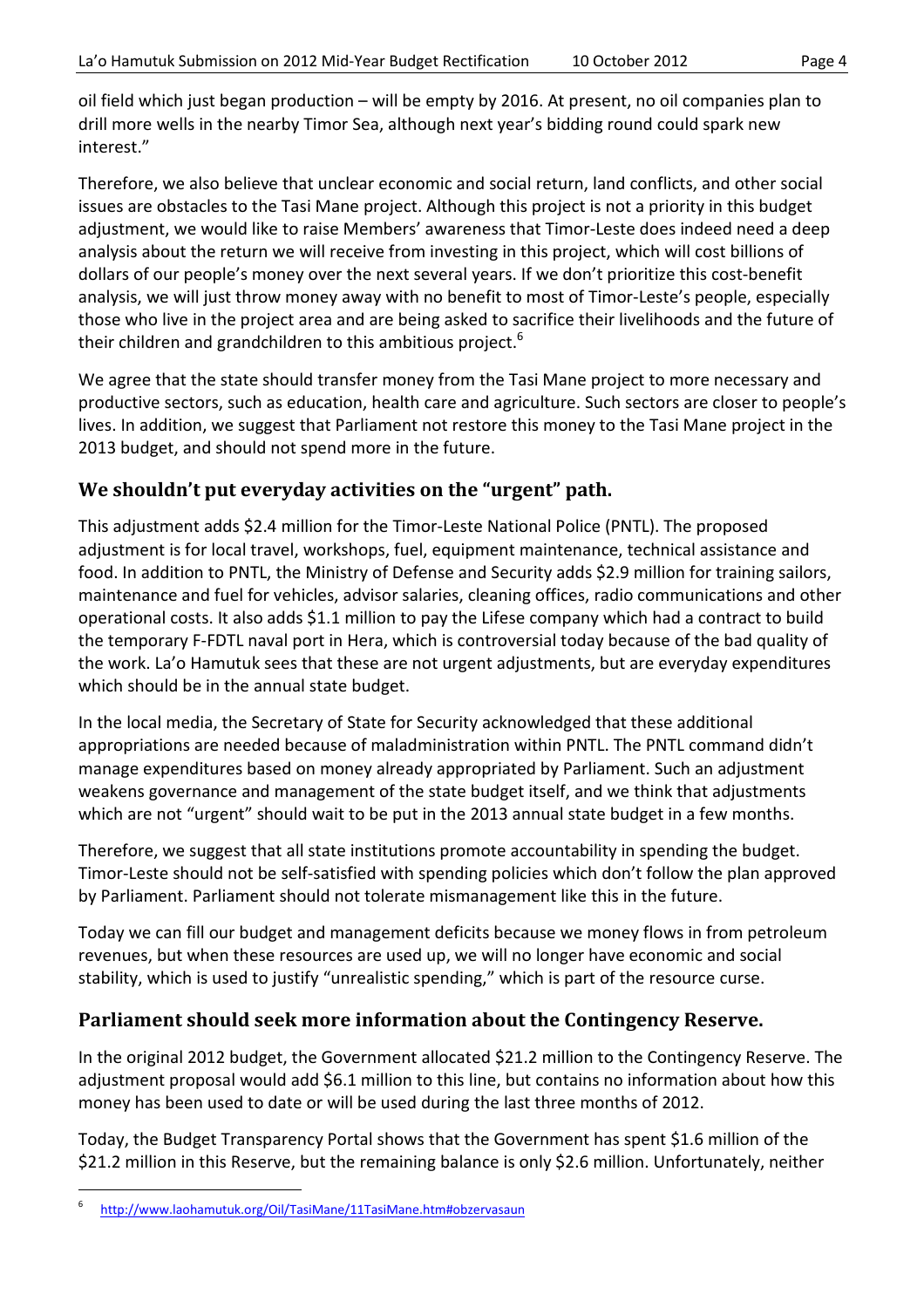oil field which just began production – will be empty by 2016. At present, no oil companies plan to drill more wells in the nearby Timor Sea, although next year's bidding round could spark new interest."

Therefore, we also believe that unclear economic and social return, land conflicts, and other social issues are obstacles to the Tasi Mane project. Although this project is not a priority in this budget adjustment, we would like to raise Members' awareness that Timor-Leste does indeed need a deep analysis about the return we will receive from investing in this project, which will cost billions of dollars of our people's money over the next several years. If we don't prioritize this cost-benefit analysis, we will just throw money away with no benefit to most of Timor-Leste's people, especially those who live in the project area and are being asked to sacrifice their livelihoods and the future of their children and grandchildren to this ambitious project.[6]

We agree that the state should transfer money from the Tasi Mane project to more necessary and productive sectors, such as education, health care and agriculture. Such sectors are closer to people's lives. In addition, we suggest that Parliament not restore this money to the Tasi Mane project in the 2013 budget, and should not spend more in the future.

## We shouldn't put everyday activities on the "urgent" path.

This adjustment adds $2.4 million for the Timor-Leste National Police (PNTL). The proposed adjustment is for local travel, workshops, fuel, equipment maintenance, technical assistance and food. In addition to PNTL, the Ministry of Defense and Security adds $2.9 million for training sailors, maintenance and fuel for vehicles, advisor salaries, cleaning offices, radio communications and other operational costs. It also adds $1.1 million to pay the Lifese company which had a contract to build the temporary F-FDTL naval port in Hera, which is controversial today because of the bad quality of the work. La'o Hamutuk sees that these are not urgent adjustments, but are everyday expenditures which should be in the annual state budget.

In the local media, the Secretary of State for Security acknowledged that these additional appropriations are needed because of maladministration within PNTL. The PNTL command didn't manage expenditures based on money already appropriated by Parliament. Such an adjustment weakens governance and management of the state budget itself, and we think that adjustments which are not "urgent" should wait to be put in the 2013 annual state budget in a few months.

Therefore, we suggest that all state institutions promote accountability in spending the budget. Timor-Leste should not be self-satisfied with spending policies which don't follow the plan approved by Parliament. Parliament should not tolerate mismanagement like this in the future.

Today we can fill our budget and management deficits because we money flows in from petroleum revenues, but when these resources are used up, we will no longer have economic and social stability, which is used to justify "unrealistic spending," which is part of the resource curse.

## Parliament should seek more information about the Contingency Reserve.

In the original 2012 budget, the Government allocated $21.2 million to the Contingency Reserve. The adjustment proposal would add $6.1 million to this line, but contains no information about how this money has been used to date or will be used during the last three months of 2012.

Today, the Budget Transparency Portal shows that the Government has spent $1.6 million of the $21.2 million in this Reserve, but the remaining balance is only $2.6 million. Unfortunately, neither

---

[6] http://www.laohamutuk.org/Oil/TasiMane/11TasiMane.htm#obzervasaun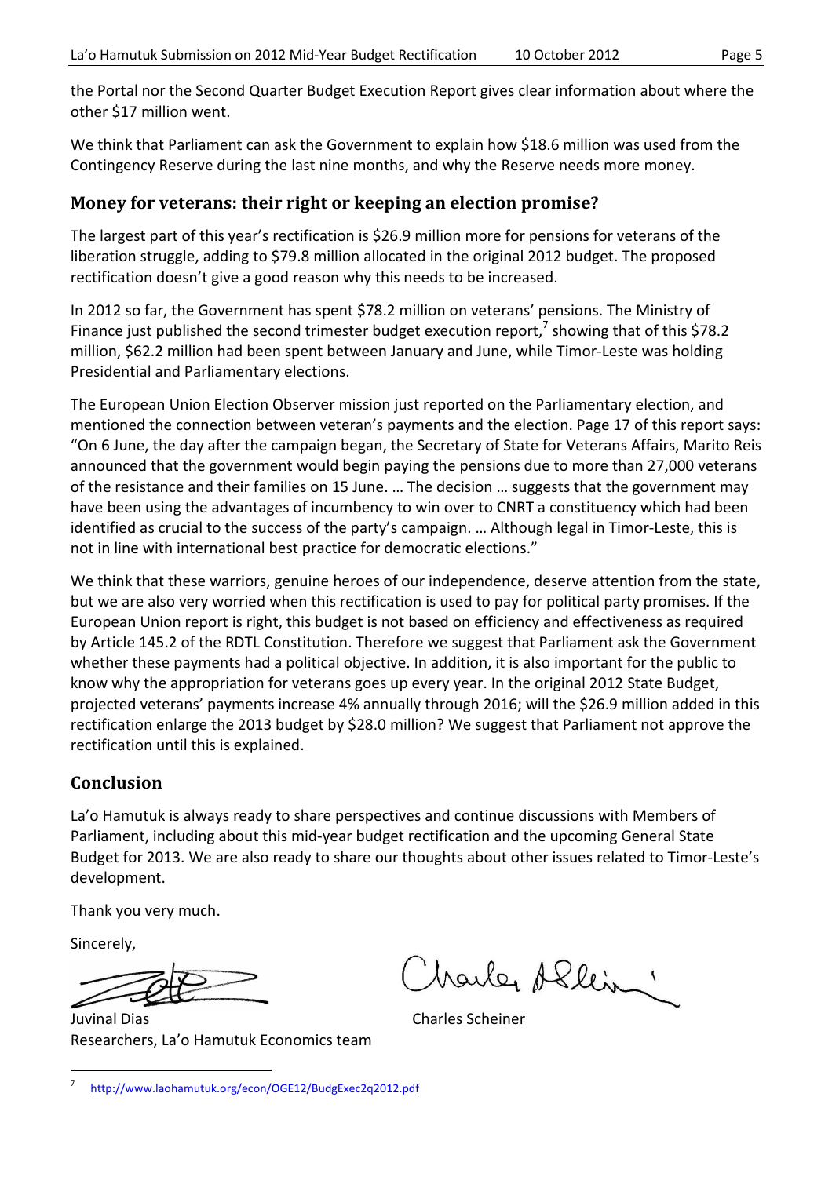the Portal nor the Second Quarter Budget Execution Report gives clear information about where the other $17 million went.

We think that Parliament can ask the Government to explain how $18.6 million was used from the Contingency Reserve during the last nine months, and why the Reserve needs more money.

## Money for veterans: their right or keeping an election promise?

The largest part of this year's rectification is $26.9 million more for pensions for veterans of the liberation struggle, adding to $79.8 million allocated in the original 2012 budget. The proposed rectification doesn't give a good reason why this needs to be increased.

In 2012 so far, the Government has spent $78.2 million on veterans' pensions. The Ministry of Finance just published the second trimester budget execution report,[7] showing that of this $78.2 million, $62.2 million had been spent between January and June, while Timor-Leste was holding Presidential and Parliamentary elections.

The European Union Election Observer mission just reported on the Parliamentary election, and mentioned the connection between veteran's payments and the election. Page 17 of this report says: "On 6 June, the day after the campaign began, the Secretary of State for Veterans Affairs, Marito Reis announced that the government would begin paying the pensions due to more than 27,000 veterans of the resistance and their families on 15 June. … The decision … suggests that the government may have been using the advantages of incumbency to win over to CNRT a constituency which had been identified as crucial to the success of the party's campaign. … Although legal in Timor-Leste, this is not in line with international best practice for democratic elections."

We think that these warriors, genuine heroes of our independence, deserve attention from the state, but we are also very worried when this rectification is used to pay for political party promises. If the European Union report is right, this budget is not based on efficiency and effectiveness as required by Article 145.2 of the RDTL Constitution. Therefore we suggest that Parliament ask the Government whether these payments had a political objective. In addition, it is also important for the public to know why the appropriation for veterans goes up every year. In the original 2012 State Budget, projected veterans' payments increase 4% annually through 2016; will the $26.9 million added in this rectification enlarge the 2013 budget by $28.0 million? We suggest that Parliament not approve the rectification until this is explained.

## Conclusion

La'o Hamutuk is always ready to share perspectives and continue discussions with Members of Parliament, including about this mid-year budget rectification and the upcoming General State Budget for 2013. We are also ready to share our thoughts about other issues related to Timor-Leste's development.

Thank you very much.

Sincerely,

Juvinal Dias Charles Scheiner

Researchers, La'o Hamutuk Economics team

[7] http://www.laohamutuk.org/econ/OGE12/BudgExec2q2012.pdf